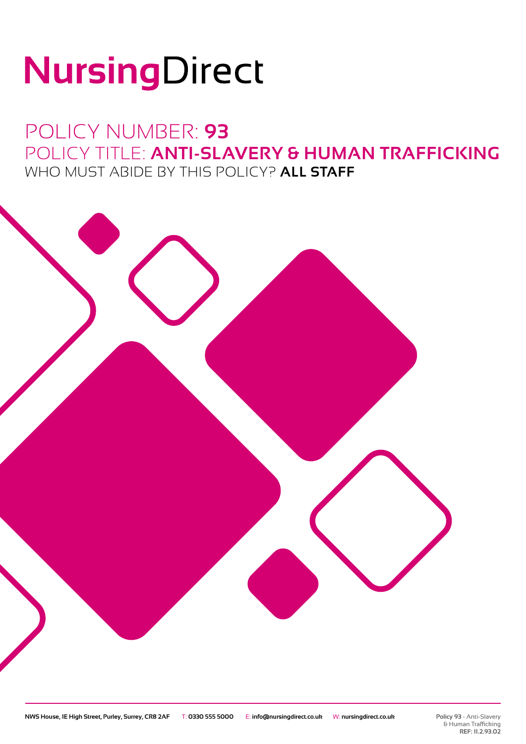# NursingDirect

## POLICY NUMBER: **93**
## POLICY TITLE: **ANTI-SLAVERY & HUMAN TRAFFICKING**
### WHO MUST ABIDE BY THIS POLICY? **ALL STAFF**

**NWS House, 1E High Street, Purley, Surrey, CR8 2AF** T: **0330 555 5000** E: **info@nursingdirect.co.uk** W: **nursingdirect.co.uk**

**Policy 93** - Anti-Slavery & Human Trafficking
**REF: 11.2.93.02**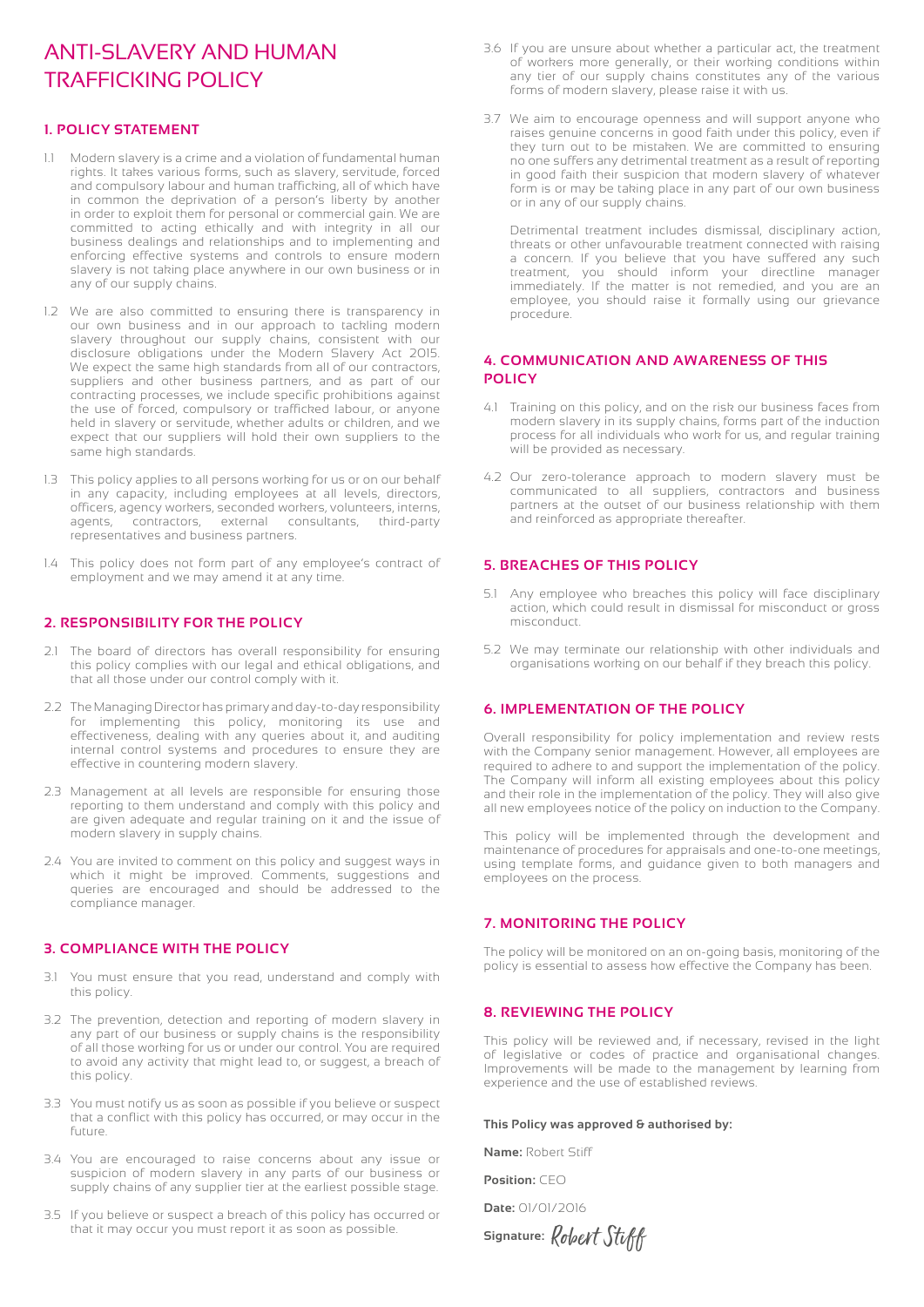# ANTI-SLAVERY AND HUMAN TRAFFICKING POLICY

## 1. POLICY STATEMENT

1.1 Modern slavery is a crime and a violation of fundamental human rights. It takes various forms, such as slavery, servitude, forced and compulsory labour and human trafficking, all of which have in common the deprivation of a person's liberty by another in order to exploit them for personal or commercial gain. We are committed to acting ethically and with integrity in all our business dealings and relationships and to implementing and enforcing effective systems and controls to ensure modern slavery is not taking place anywhere in our own business or in any of our supply chains.

1.2 We are also committed to ensuring there is transparency in our own business and in our approach to tackling modern slavery throughout our supply chains, consistent with our disclosure obligations under the Modern Slavery Act 2015. We expect the same high standards from all of our contractors, suppliers and other business partners, and as part of our contracting processes, we include specific prohibitions against the use of forced, compulsory or trafficked labour, or anyone held in slavery or servitude, whether adults or children, and we expect that our suppliers will hold their own suppliers to the same high standards.

1.3 This policy applies to all persons working for us or on our behalf in any capacity, including employees at all levels, directors, officers, agency workers, seconded workers, volunteers, interns, agents, contractors, external consultants, third-party representatives and business partners.

1.4 This policy does not form part of any employee's contract of employment and we may amend it at any time.

## 2. RESPONSIBILITY FOR THE POLICY

2.1 The board of directors has overall responsibility for ensuring this policy complies with our legal and ethical obligations, and that all those under our control comply with it.

2.2 The Managing Director has primary and day-to-day responsibility for implementing this policy, monitoring its use and effectiveness, dealing with any queries about it, and auditing internal control systems and procedures to ensure they are effective in countering modern slavery.

2.3 Management at all levels are responsible for ensuring those reporting to them understand and comply with this policy and are given adequate and regular training on it and the issue of modern slavery in supply chains.

2.4 You are invited to comment on this policy and suggest ways in which it might be improved. Comments, suggestions and queries are encouraged and should be addressed to the compliance manager.

## 3. COMPLIANCE WITH THE POLICY

3.1 You must ensure that you read, understand and comply with this policy.

3.2 The prevention, detection and reporting of modern slavery in any part of our business or supply chains is the responsibility of all those working for us or under our control. You are required to avoid any activity that might lead to, or suggest, a breach of this policy.

3.3 You must notify us as soon as possible if you believe or suspect that a conflict with this policy has occurred, or may occur in the future.

3.4 You are encouraged to raise concerns about any issue or suspicion of modern slavery in any parts of our business or supply chains of any supplier tier at the earliest possible stage.

3.5 If you believe or suspect a breach of this policy has occurred or that it may occur you must report it as soon as possible.

3.6 If you are unsure about whether a particular act, the treatment of workers more generally, or their working conditions within any tier of our supply chains constitutes any of the various forms of modern slavery, please raise it with us.

3.7 We aim to encourage openness and will support anyone who raises genuine concerns in good faith under this policy, even if they turn out to be mistaken. We are committed to ensuring no one suffers any detrimental treatment as a result of reporting in good faith their suspicion that modern slavery of whatever form is or may be taking place in any part of our own business or in any of our supply chains.

Detrimental treatment includes dismissal, disciplinary action, threats or other unfavourable treatment connected with raising a concern. If you believe that you have suffered any such treatment, you should inform your directline manager immediately. If the matter is not remedied, and you are an employee, you should raise it formally using our grievance procedure.

## 4. COMMUNICATION AND AWARENESS OF THIS POLICY

4.1 Training on this policy, and on the risk our business faces from modern slavery in its supply chains, forms part of the induction process for all individuals who work for us, and regular training will be provided as necessary.

4.2 Our zero-tolerance approach to modern slavery must be communicated to all suppliers, contractors and business partners at the outset of our business relationship with them and reinforced as appropriate thereafter.

## 5. BREACHES OF THIS POLICY

5.1 Any employee who breaches this policy will face disciplinary action, which could result in dismissal for misconduct or gross misconduct.

5.2 We may terminate our relationship with other individuals and organisations working on our behalf if they breach this policy.

## 6. IMPLEMENTATION OF THE POLICY

Overall responsibility for policy implementation and review rests with the Company senior management. However, all employees are required to adhere to and support the implementation of the policy. The Company will inform all existing employees about this policy and their role in the implementation of the policy. They will also give all new employees notice of the policy on induction to the Company.

This policy will be implemented through the development and maintenance of procedures for appraisals and one-to-one meetings, using template forms, and guidance given to both managers and employees on the process.

## 7. MONITORING THE POLICY

The policy will be monitored on an on-going basis, monitoring of the policy is essential to assess how effective the Company has been.

## 8. REVIEWING THE POLICY

This policy will be reviewed and, if necessary, revised in the light of legislative or codes of practice and organisational changes. Improvements will be made to the management by learning from experience and the use of established reviews.

**This Policy was approved & authorised by:**

**Name:** Robert Stiff

**Position:** CEO

**Date:** 01/01/2016

**Signature:** Robert Stiff